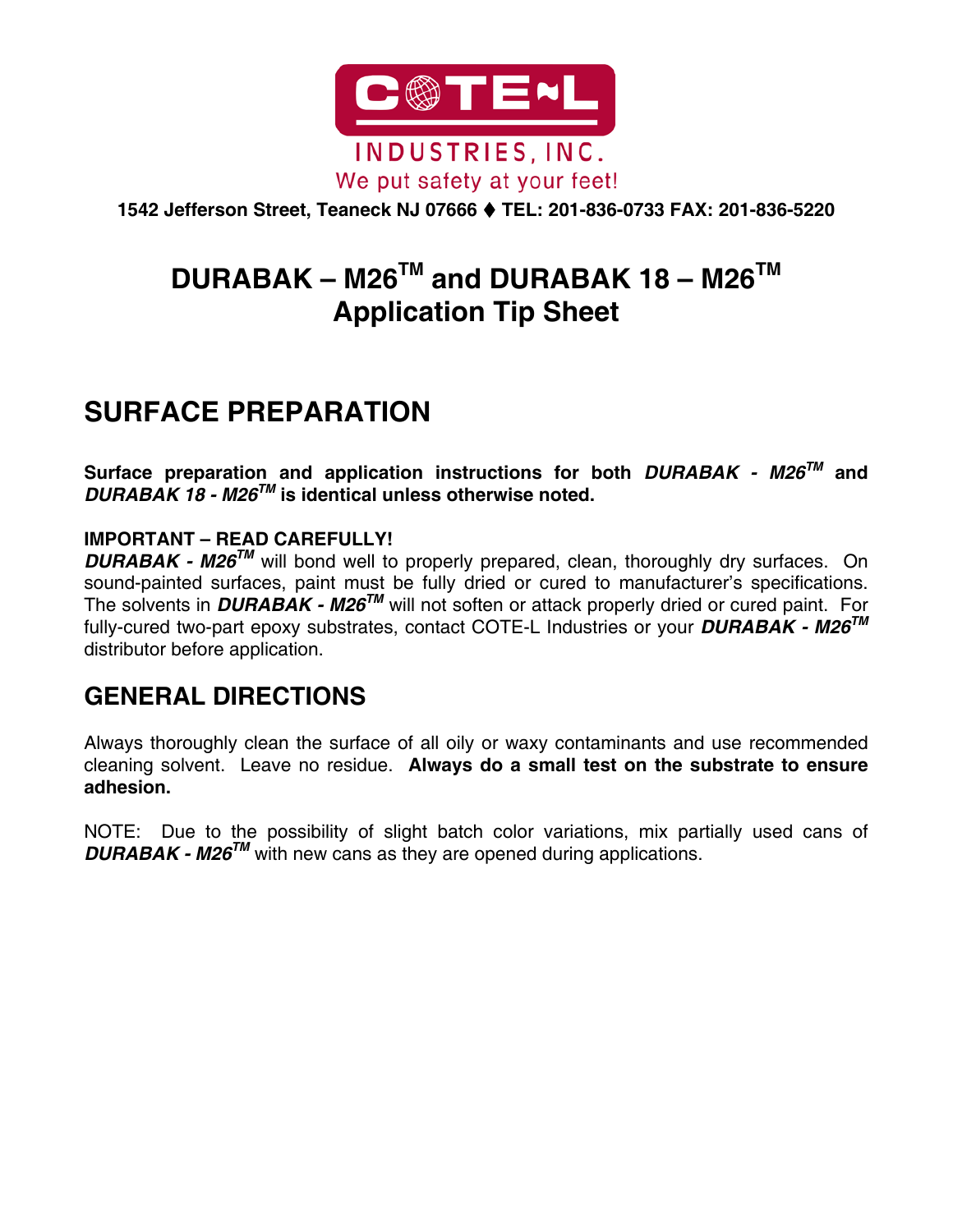COTE-L

INDUSTRIES, INC.

We put safety at your feet!

**1542 Jefferson Street, Teaneck NJ 07666 ♦ TEL: 201-836-0733 FAX: 201-836-5220**

# DURABAK – M26™ and DURABAK 18 – M26™ Application Tip Sheet

## SURFACE PREPARATION

**Surface preparation and application instructions for both *DURABAK - M26™* and *DURABAK 18 - M26™* is identical unless otherwise noted.**

**IMPORTANT – READ CAREFULLY!**
***DURABAK - M26™*** will bond well to properly prepared, clean, thoroughly dry surfaces. On sound-painted surfaces, paint must be fully dried or cured to manufacturer's specifications. The solvents in ***DURABAK - M26™*** will not soften or attack properly dried or cured paint. For fully-cured two-part epoxy substrates, contact COTE-L Industries or your ***DURABAK - M26™*** distributor before application.

## GENERAL DIRECTIONS

Always thoroughly clean the surface of all oily or waxy contaminants and use recommended cleaning solvent. Leave no residue. **Always do a small test on the substrate to ensure adhesion.**

NOTE: Due to the possibility of slight batch color variations, mix partially used cans of ***DURABAK - M26™*** with new cans as they are opened during applications.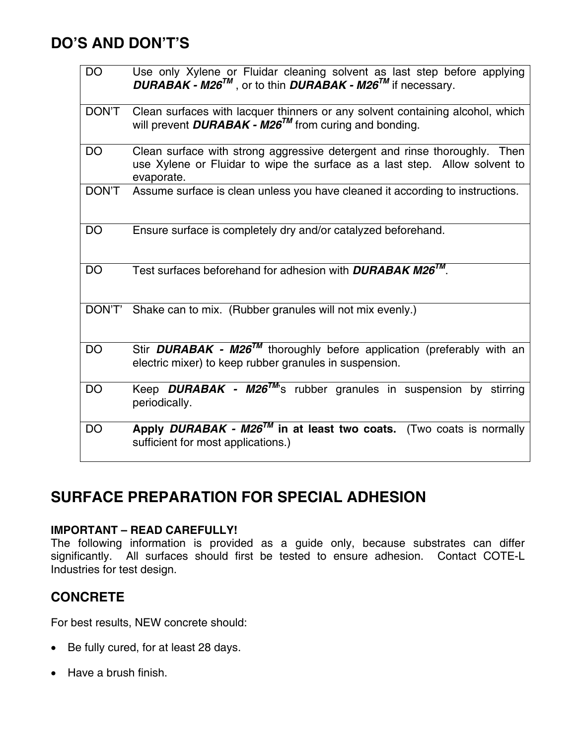## DO'S AND DON'T'S

| | |
|---|---|
| DO | Use only Xylene or Fluidar cleaning solvent as last step before applying ***DURABAK - M26$^{TM}$***, or to thin ***DURABAK - M26$^{TM}$*** if necessary. |
| DON'T | Clean surfaces with lacquer thinners or any solvent containing alcohol, which will prevent ***DURABAK - M26$^{TM}$*** from curing and bonding. |
| DO | Clean surface with strong aggressive detergent and rinse thoroughly. Then use Xylene or Fluidar to wipe the surface as a last step. Allow solvent to evaporate. |
| DON'T | Assume surface is clean unless you have cleaned it according to instructions. |
| DO | Ensure surface is completely dry and/or catalyzed beforehand. |
| DO | Test surfaces beforehand for adhesion with ***DURABAK M26$^{TM}$***. |
| DON'T' | Shake can to mix. (Rubber granules will not mix evenly.) |
| DO | Stir ***DURABAK - M26$^{TM}$*** thoroughly before application (preferably with an electric mixer) to keep rubber granules in suspension. |
| DO | Keep ***DURABAK - M26$^{TM}$***'s rubber granules in suspension by stirring periodically. |
| DO | **Apply *DURABAK - M26$^{TM}$* in at least two coats.** (Two coats is normally sufficient for most applications.) |

## SURFACE PREPARATION FOR SPECIAL ADHESION

**IMPORTANT – READ CAREFULLY!**
The following information is provided as a guide only, because substrates can differ significantly. All surfaces should first be tested to ensure adhesion. Contact COTE-L Industries for test design.

### CONCRETE

For best results, NEW concrete should:

- Be fully cured, for at least 28 days.
- Have a brush finish.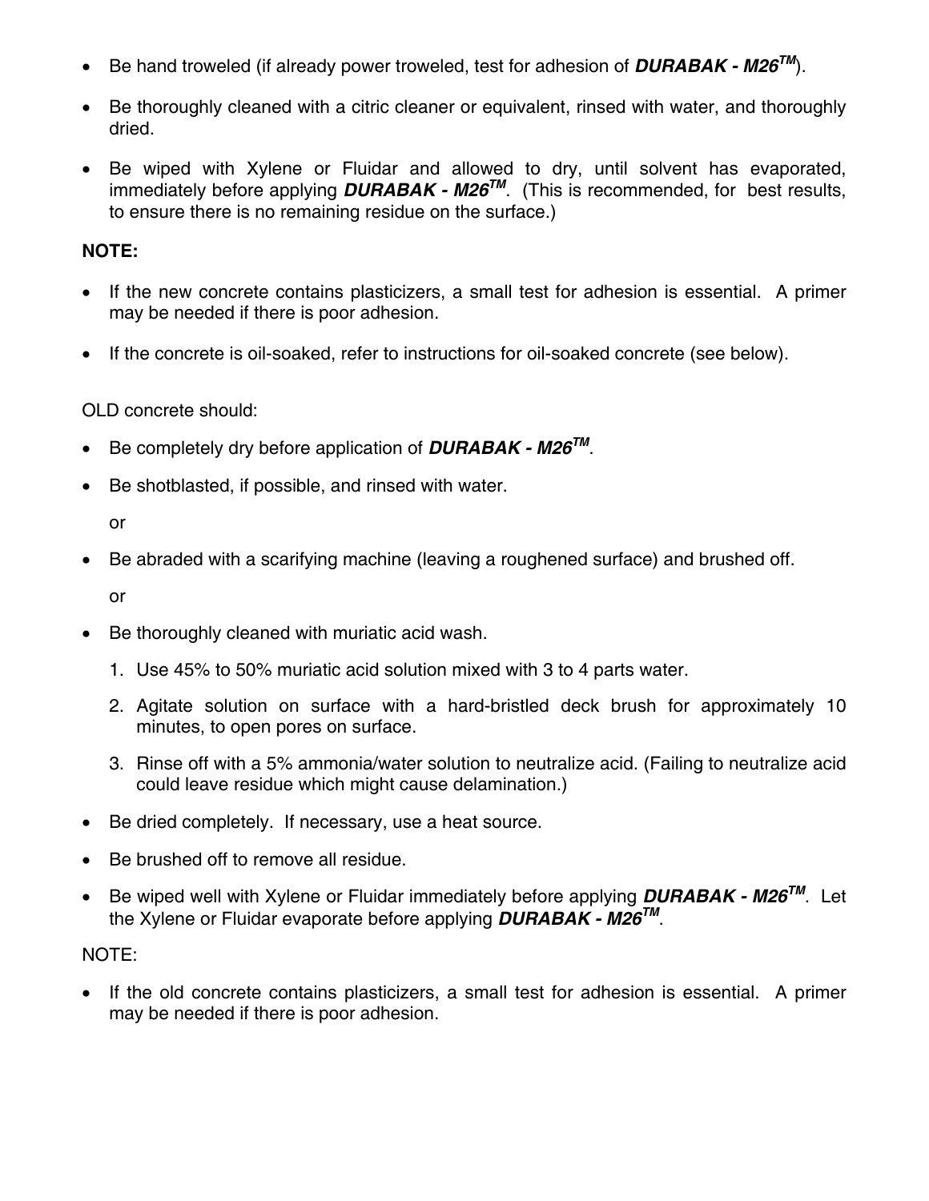- Be hand troweled (if already power troweled, test for adhesion of ***DURABAK - M26™***).
- Be thoroughly cleaned with a citric cleaner or equivalent, rinsed with water, and thoroughly dried.
- Be wiped with Xylene or Fluidar and allowed to dry, until solvent has evaporated, immediately before applying ***DURABAK - M26™***. (This is recommended, for best results, to ensure there is no remaining residue on the surface.)

**NOTE:**

- If the new concrete contains plasticizers, a small test for adhesion is essential. A primer may be needed if there is poor adhesion.
- If the concrete is oil-soaked, refer to instructions for oil-soaked concrete (see below).

OLD concrete should:

- Be completely dry before application of ***DURABAK - M26™***.
- Be shotblasted, if possible, and rinsed with water.

  or

- Be abraded with a scarifying machine (leaving a roughened surface) and brushed off.

  or

- Be thoroughly cleaned with muriatic acid wash.
  1. Use 45% to 50% muriatic acid solution mixed with 3 to 4 parts water.
  2. Agitate solution on surface with a hard-bristled deck brush for approximately 10 minutes, to open pores on surface.
  3. Rinse off with a 5% ammonia/water solution to neutralize acid. (Failing to neutralize acid could leave residue which might cause delamination.)
- Be dried completely. If necessary, use a heat source.
- Be brushed off to remove all residue.
- Be wiped well with Xylene or Fluidar immediately before applying ***DURABAK - M26™***. Let the Xylene or Fluidar evaporate before applying ***DURABAK - M26™***.

NOTE:

- If the old concrete contains plasticizers, a small test for adhesion is essential. A primer may be needed if there is poor adhesion.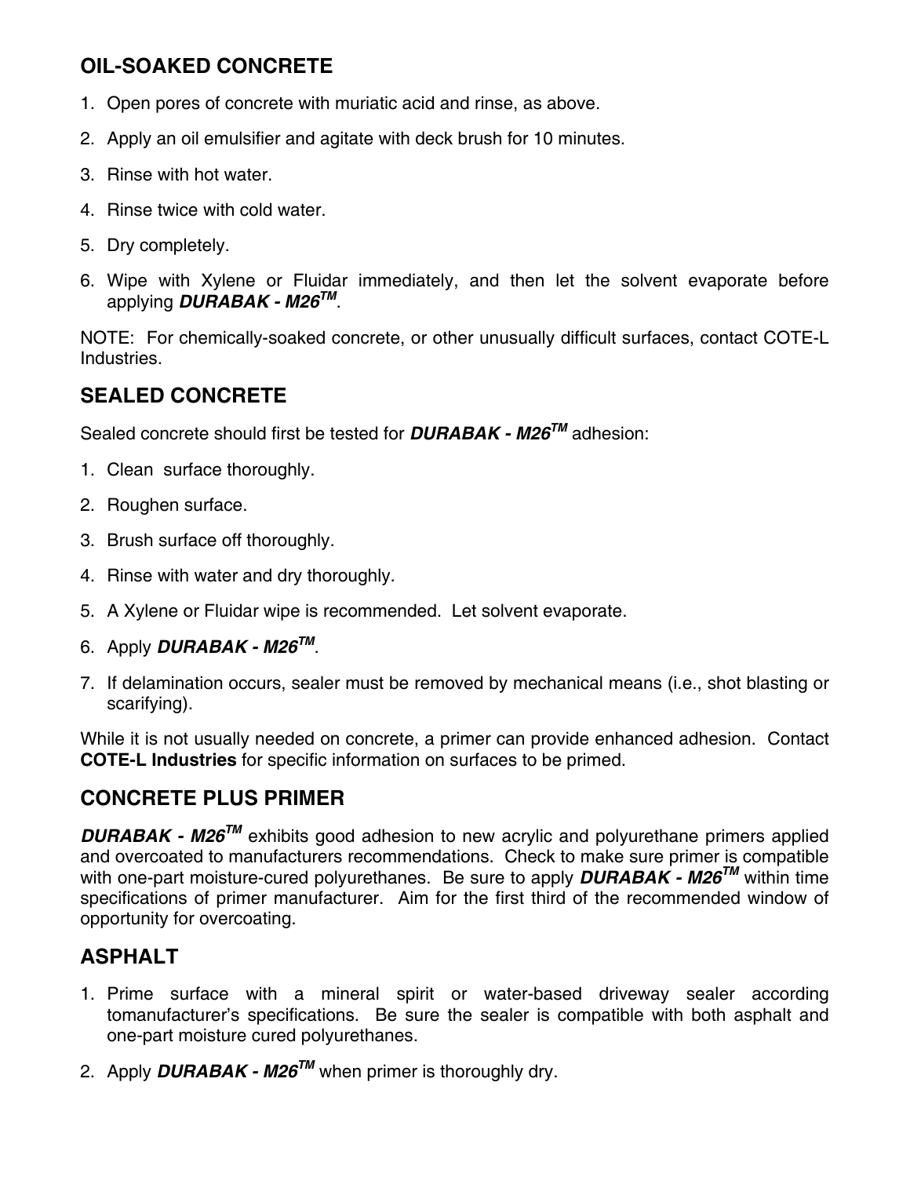## OIL-SOAKED CONCRETE

1. Open pores of concrete with muriatic acid and rinse, as above.
2. Apply an oil emulsifier and agitate with deck brush for 10 minutes.
3. Rinse with hot water.
4. Rinse twice with cold water.
5. Dry completely.
6. Wipe with Xylene or Fluidar immediately, and then let the solvent evaporate before applying ***DURABAK - M26$^{TM}$***.

NOTE: For chemically-soaked concrete, or other unusually difficult surfaces, contact COTE-L Industries.

## SEALED CONCRETE

Sealed concrete should first be tested for ***DURABAK - M26$^{TM}$*** adhesion:

1. Clean surface thoroughly.
2. Roughen surface.
3. Brush surface off thoroughly.
4. Rinse with water and dry thoroughly.
5. A Xylene or Fluidar wipe is recommended. Let solvent evaporate.
6. Apply ***DURABAK - M26$^{TM}$***.
7. If delamination occurs, sealer must be removed by mechanical means (i.e., shot blasting or scarifying).

While it is not usually needed on concrete, a primer can provide enhanced adhesion. Contact **COTE-L Industries** for specific information on surfaces to be primed.

## CONCRETE PLUS PRIMER

***DURABAK - M26$^{TM}$*** exhibits good adhesion to new acrylic and polyurethane primers applied and overcoated to manufacturers recommendations. Check to make sure primer is compatible with one-part moisture-cured polyurethanes. Be sure to apply ***DURABAK - M26$^{TM}$*** within time specifications of primer manufacturer. Aim for the first third of the recommended window of opportunity for overcoating.

## ASPHALT

1. Prime surface with a mineral spirit or water-based driveway sealer according tomanufacturer's specifications. Be sure the sealer is compatible with both asphalt and one-part moisture cured polyurethanes.
2. Apply ***DURABAK - M26$^{TM}$*** when primer is thoroughly dry.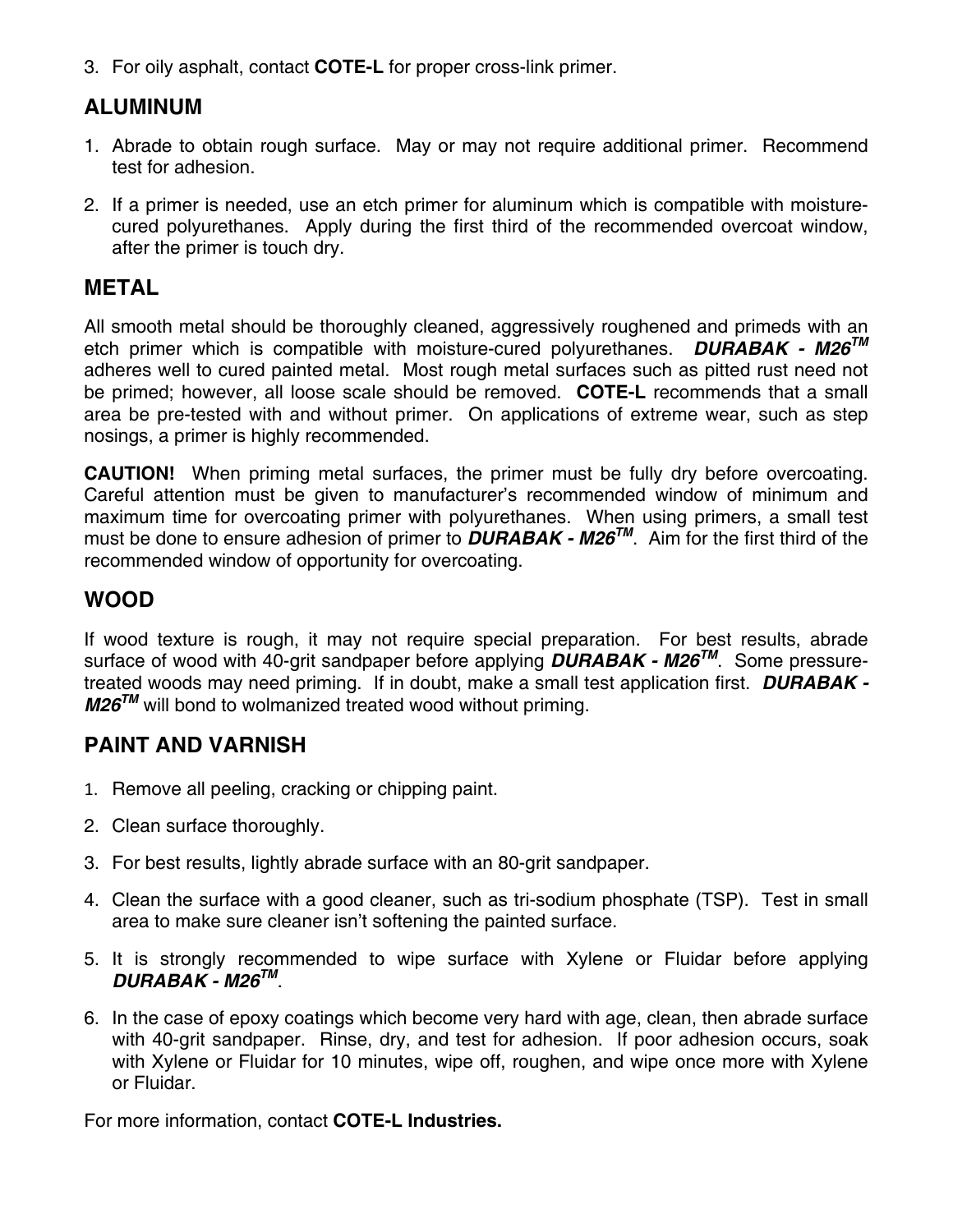3. For oily asphalt, contact **COTE-L** for proper cross-link primer.

## ALUMINUM

1. Abrade to obtain rough surface. May or may not require additional primer. Recommend test for adhesion.

2. If a primer is needed, use an etch primer for aluminum which is compatible with moisture-cured polyurethanes. Apply during the first third of the recommended overcoat window, after the primer is touch dry.

## METAL

All smooth metal should be thoroughly cleaned, aggressively roughened and primeds with an etch primer which is compatible with moisture-cured polyurethanes. ***DURABAK - M26™*** adheres well to cured painted metal. Most rough metal surfaces such as pitted rust need not be primed; however, all loose scale should be removed. **COTE-L** recommends that a small area be pre-tested with and without primer. On applications of extreme wear, such as step nosings, a primer is highly recommended.

**CAUTION!** When priming metal surfaces, the primer must be fully dry before overcoating. Careful attention must be given to manufacturer's recommended window of minimum and maximum time for overcoating primer with polyurethanes. When using primers, a small test must be done to ensure adhesion of primer to ***DURABAK - M26™***. Aim for the first third of the recommended window of opportunity for overcoating.

## WOOD

If wood texture is rough, it may not require special preparation. For best results, abrade surface of wood with 40-grit sandpaper before applying ***DURABAK - M26™***. Some pressure-treated woods may need priming. If in doubt, make a small test application first. ***DURABAK - M26™*** will bond to wolmanized treated wood without priming.

## PAINT AND VARNISH

1. Remove all peeling, cracking or chipping paint.

2. Clean surface thoroughly.

3. For best results, lightly abrade surface with an 80-grit sandpaper.

4. Clean the surface with a good cleaner, such as tri-sodium phosphate (TSP). Test in small area to make sure cleaner isn't softening the painted surface.

5. It is strongly recommended to wipe surface with Xylene or Fluidar before applying ***DURABAK - M26™***.

6. In the case of epoxy coatings which become very hard with age, clean, then abrade surface with 40-grit sandpaper. Rinse, dry, and test for adhesion. If poor adhesion occurs, soak with Xylene or Fluidar for 10 minutes, wipe off, roughen, and wipe once more with Xylene or Fluidar.

For more information, contact **COTE-L Industries.**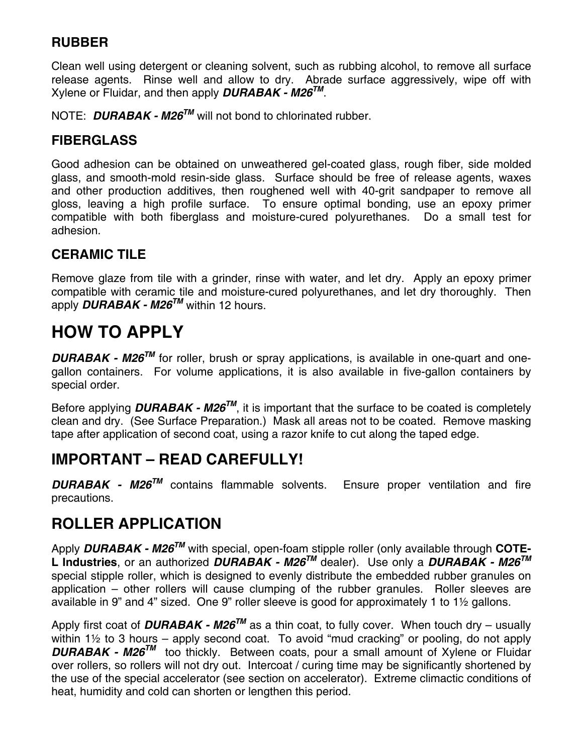### RUBBER

Clean well using detergent or cleaning solvent, such as rubbing alcohol, to remove all surface release agents. Rinse well and allow to dry. Abrade surface aggressively, wipe off with Xylene or Fluidar, and then apply ***DURABAK - M26™***.

NOTE: ***DURABAK - M26™*** will not bond to chlorinated rubber.

### FIBERGLASS

Good adhesion can be obtained on unweathered gel-coated glass, rough fiber, side molded glass, and smooth-mold resin-side glass. Surface should be free of release agents, waxes and other production additives, then roughened well with 40-grit sandpaper to remove all gloss, leaving a high profile surface. To ensure optimal bonding, use an epoxy primer compatible with both fiberglass and moisture-cured polyurethanes. Do a small test for adhesion.

### CERAMIC TILE

Remove glaze from tile with a grinder, rinse with water, and let dry. Apply an epoxy primer compatible with ceramic tile and moisture-cured polyurethanes, and let dry thoroughly. Then apply ***DURABAK - M26™*** within 12 hours.

## HOW TO APPLY

***DURABAK - M26™*** for roller, brush or spray applications, is available in one-quart and one-gallon containers. For volume applications, it is also available in five-gallon containers by special order.

Before applying ***DURABAK - M26™***, it is important that the surface to be coated is completely clean and dry. (See Surface Preparation.) Mask all areas not to be coated. Remove masking tape after application of second coat, using a razor knife to cut along the taped edge.

## IMPORTANT – READ CAREFULLY!

***DURABAK - M26™*** contains flammable solvents. Ensure proper ventilation and fire precautions.

## ROLLER APPLICATION

Apply ***DURABAK - M26™*** with special, open-foam stipple roller (only available through **COTE-L Industries**, or an authorized ***DURABAK - M26™*** dealer). Use only a ***DURABAK - M26™*** special stipple roller, which is designed to evenly distribute the embedded rubber granules on application – other rollers will cause clumping of the rubber granules. Roller sleeves are available in 9" and 4" sized. One 9" roller sleeve is good for approximately 1 to 1½ gallons.

Apply first coat of ***DURABAK - M26™*** as a thin coat, to fully cover. When touch dry – usually within 1½ to 3 hours – apply second coat. To avoid "mud cracking" or pooling, do not apply ***DURABAK - M26™*** too thickly. Between coats, pour a small amount of Xylene or Fluidar over rollers, so rollers will not dry out. Intercoat / curing time may be significantly shortened by the use of the special accelerator (see section on accelerator). Extreme climactic conditions of heat, humidity and cold can shorten or lengthen this period.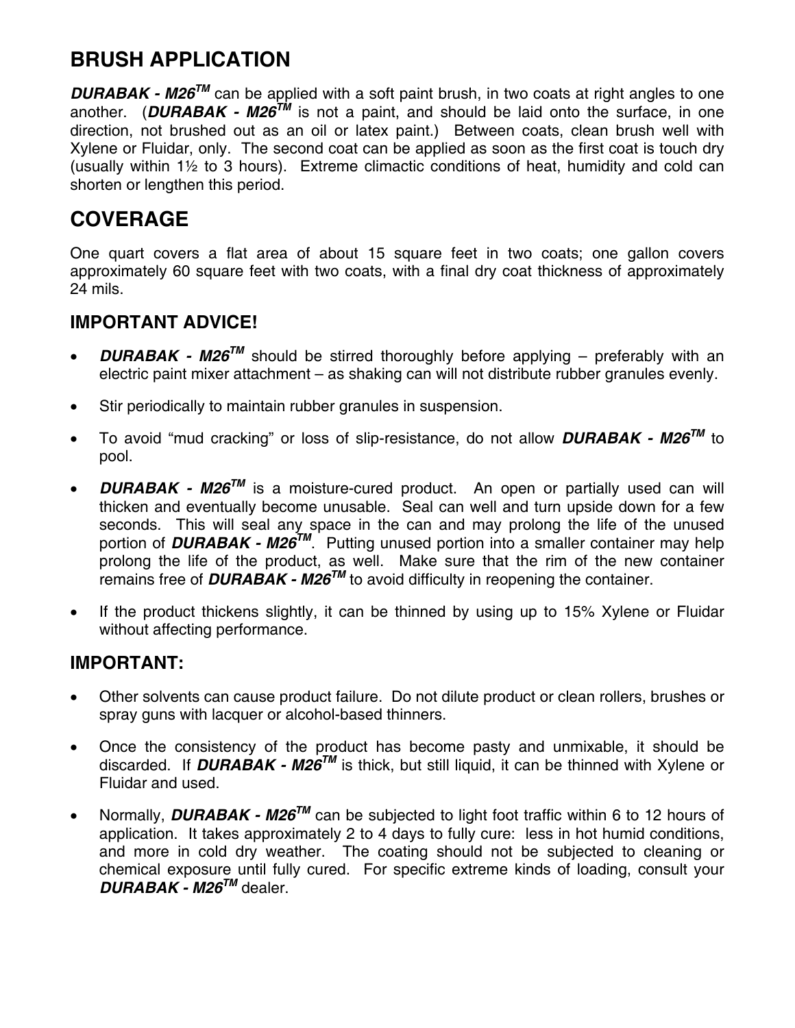## BRUSH APPLICATION

***DURABAK - M26***$^{TM}$ can be applied with a soft paint brush, in two coats at right angles to one another. (***DURABAK - M26***$^{TM}$ is not a paint, and should be laid onto the surface, in one direction, not brushed out as an oil or latex paint.) Between coats, clean brush well with Xylene or Fluidar, only. The second coat can be applied as soon as the first coat is touch dry (usually within 1½ to 3 hours). Extreme climactic conditions of heat, humidity and cold can shorten or lengthen this period.

## COVERAGE

One quart covers a flat area of about 15 square feet in two coats; one gallon covers approximately 60 square feet with two coats, with a final dry coat thickness of approximately 24 mils.

### IMPORTANT ADVICE!

- ***DURABAK - M26***$^{TM}$ should be stirred thoroughly before applying – preferably with an electric paint mixer attachment – as shaking can will not distribute rubber granules evenly.
- Stir periodically to maintain rubber granules in suspension.
- To avoid "mud cracking" or loss of slip-resistance, do not allow ***DURABAK - M26***$^{TM}$ to pool.
- ***DURABAK - M26***$^{TM}$ is a moisture-cured product. An open or partially used can will thicken and eventually become unusable. Seal can well and turn upside down for a few seconds. This will seal any space in the can and may prolong the life of the unused portion of ***DURABAK - M26***$^{TM}$. Putting unused portion into a smaller container may help prolong the life of the product, as well. Make sure that the rim of the new container remains free of ***DURABAK - M26***$^{TM}$ to avoid difficulty in reopening the container.
- If the product thickens slightly, it can be thinned by using up to 15% Xylene or Fluidar without affecting performance.

### IMPORTANT:

- Other solvents can cause product failure. Do not dilute product or clean rollers, brushes or spray guns with lacquer or alcohol-based thinners.
- Once the consistency of the product has become pasty and unmixable, it should be discarded. If ***DURABAK - M26***$^{TM}$ is thick, but still liquid, it can be thinned with Xylene or Fluidar and used.
- Normally, ***DURABAK - M26***$^{TM}$ can be subjected to light foot traffic within 6 to 12 hours of application. It takes approximately 2 to 4 days to fully cure: less in hot humid conditions, and more in cold dry weather. The coating should not be subjected to cleaning or chemical exposure until fully cured. For specific extreme kinds of loading, consult your ***DURABAK - M26***$^{TM}$ dealer.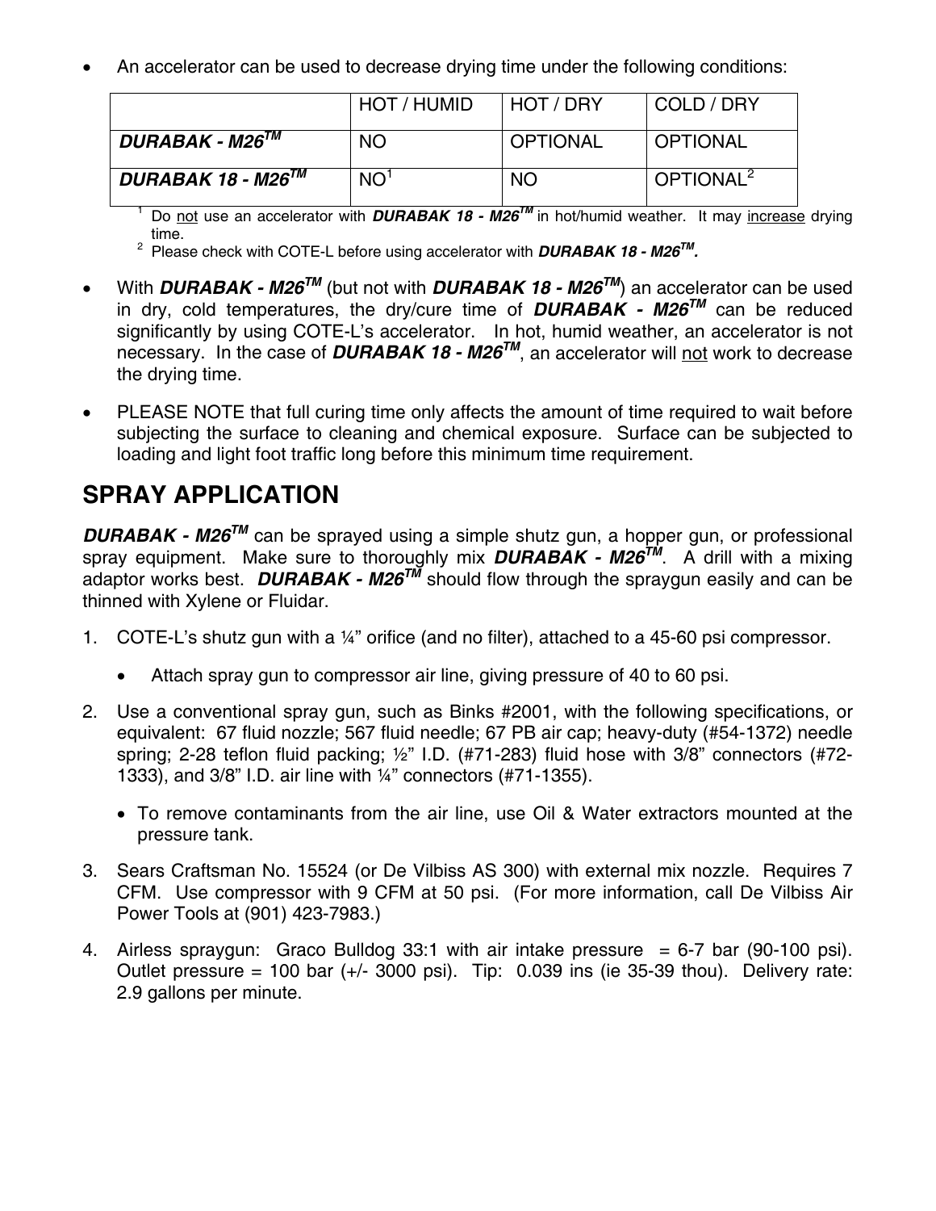- An accelerator can be used to decrease drying time under the following conditions:

| | HOT / HUMID | HOT / DRY | COLD / DRY |
|---|---|---|---|
| ***DURABAK - M26™*** | NO | OPTIONAL | OPTIONAL |
| ***DURABAK 18 - M26™*** | NO[1] | NO | OPTIONAL[2] |

[1] Do not use an accelerator with ***DURABAK 18 - M26™*** in hot/humid weather. It may increase drying time.
[2] Please check with COTE-L before using accelerator with ***DURABAK 18 - M26™.***

- With ***DURABAK - M26™*** (but not with ***DURABAK 18 - M26™***) an accelerator can be used in dry, cold temperatures, the dry/cure time of ***DURABAK - M26™*** can be reduced significantly by using COTE-L's accelerator. In hot, humid weather, an accelerator is not necessary. In the case of ***DURABAK 18 - M26™***, an accelerator will not work to decrease the drying time.

- PLEASE NOTE that full curing time only affects the amount of time required to wait before subjecting the surface to cleaning and chemical exposure. Surface can be subjected to loading and light foot traffic long before this minimum time requirement.

## SPRAY APPLICATION

***DURABAK - M26™*** can be sprayed using a simple shutz gun, a hopper gun, or professional spray equipment. Make sure to thoroughly mix ***DURABAK - M26™***. A drill with a mixing adaptor works best. ***DURABAK - M26™*** should flow through the spraygun easily and can be thinned with Xylene or Fluidar.

1. COTE-L's shutz gun with a ¼" orifice (and no filter), attached to a 45-60 psi compressor.
   - Attach spray gun to compressor air line, giving pressure of 40 to 60 psi.
2. Use a conventional spray gun, such as Binks #2001, with the following specifications, or equivalent: 67 fluid nozzle; 567 fluid needle; 67 PB air cap; heavy-duty (#54-1372) needle spring; 2-28 teflon fluid packing; ½" I.D. (#71-283) fluid hose with 3/8" connectors (#72-1333), and 3/8" I.D. air line with ¼" connectors (#71-1355).
   - To remove contaminants from the air line, use Oil & Water extractors mounted at the pressure tank.
3. Sears Craftsman No. 15524 (or De Vilbiss AS 300) with external mix nozzle. Requires 7 CFM. Use compressor with 9 CFM at 50 psi. (For more information, call De Vilbiss Air Power Tools at (901) 423-7983.)
4. Airless spraygun: Graco Bulldog 33:1 with air intake pressure = 6-7 bar (90-100 psi). Outlet pressure = 100 bar (+/- 3000 psi). Tip: 0.039 ins (ie 35-39 thou). Delivery rate: 2.9 gallons per minute.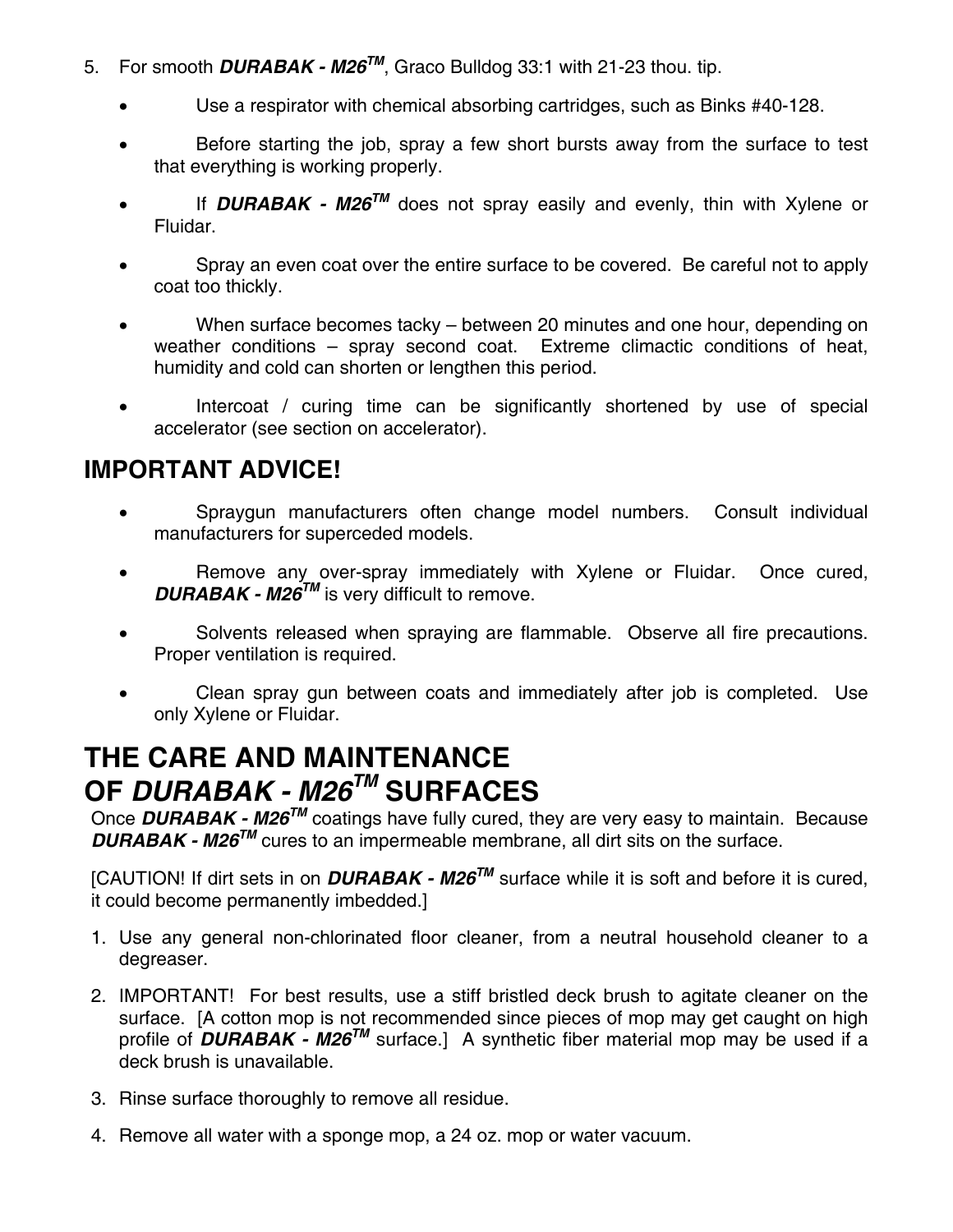5. For smooth ***DURABAK - M26™***, Graco Bulldog 33:1 with 21-23 thou. tip.

   - Use a respirator with chemical absorbing cartridges, such as Binks #40-128.
   - Before starting the job, spray a few short bursts away from the surface to test that everything is working properly.
   - If ***DURABAK - M26™*** does not spray easily and evenly, thin with Xylene or Fluidar.
   - Spray an even coat over the entire surface to be covered. Be careful not to apply coat too thickly.
   - When surface becomes tacky – between 20 minutes and one hour, depending on weather conditions – spray second coat. Extreme climactic conditions of heat, humidity and cold can shorten or lengthen this period.
   - Intercoat / curing time can be significantly shortened by use of special accelerator (see section on accelerator).

## IMPORTANT ADVICE!

- Spraygun manufacturers often change model numbers. Consult individual manufacturers for superceded models.
- Remove any over-spray immediately with Xylene or Fluidar. Once cured, ***DURABAK - M26™*** is very difficult to remove.
- Solvents released when spraying are flammable. Observe all fire precautions. Proper ventilation is required.
- Clean spray gun between coats and immediately after job is completed. Use only Xylene or Fluidar.

# THE CARE AND MAINTENANCE OF *DURABAK - M26™* SURFACES

Once ***DURABAK - M26™*** coatings have fully cured, they are very easy to maintain. Because ***DURABAK - M26™*** cures to an impermeable membrane, all dirt sits on the surface.

[CAUTION! If dirt sets in on ***DURABAK - M26™*** surface while it is soft and before it is cured, it could become permanently imbedded.]

1. Use any general non-chlorinated floor cleaner, from a neutral household cleaner to a degreaser.
2. IMPORTANT! For best results, use a stiff bristled deck brush to agitate cleaner on the surface. [A cotton mop is not recommended since pieces of mop may get caught on high profile of ***DURABAK - M26™*** surface.] A synthetic fiber material mop may be used if a deck brush is unavailable.
3. Rinse surface thoroughly to remove all residue.
4. Remove all water with a sponge mop, a 24 oz. mop or water vacuum.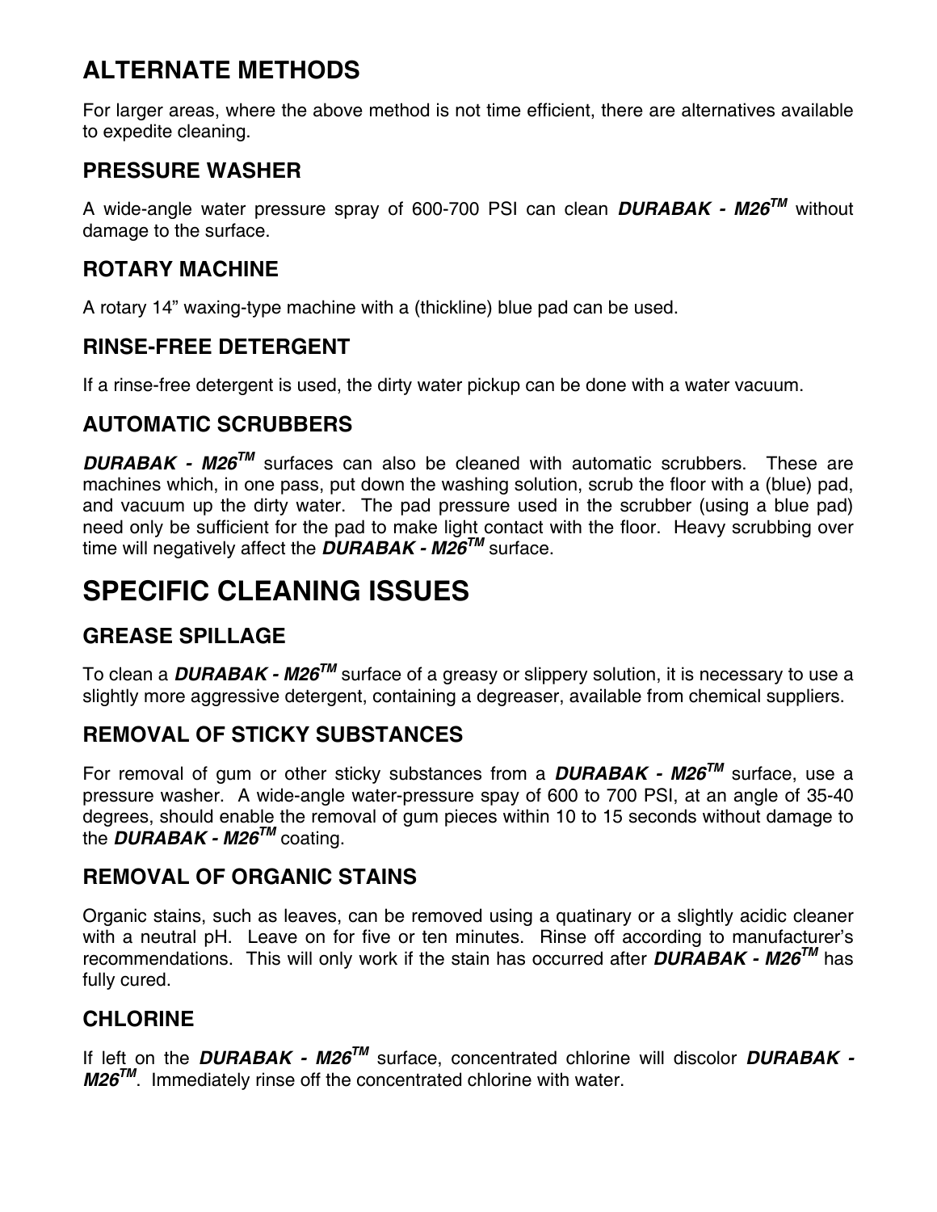## ALTERNATE METHODS

For larger areas, where the above method is not time efficient, there are alternatives available to expedite cleaning.

### PRESSURE WASHER

A wide-angle water pressure spray of 600-700 PSI can clean ***DURABAK - M26***$^{TM}$ without damage to the surface.

### ROTARY MACHINE

A rotary 14" waxing-type machine with a (thickline) blue pad can be used.

### RINSE-FREE DETERGENT

If a rinse-free detergent is used, the dirty water pickup can be done with a water vacuum.

### AUTOMATIC SCRUBBERS

***DURABAK - M26***$^{TM}$ surfaces can also be cleaned with automatic scrubbers. These are machines which, in one pass, put down the washing solution, scrub the floor with a (blue) pad, and vacuum up the dirty water. The pad pressure used in the scrubber (using a blue pad) need only be sufficient for the pad to make light contact with the floor. Heavy scrubbing over time will negatively affect the ***DURABAK - M26***$^{TM}$ surface.

## SPECIFIC CLEANING ISSUES

### GREASE SPILLAGE

To clean a ***DURABAK - M26***$^{TM}$ surface of a greasy or slippery solution, it is necessary to use a slightly more aggressive detergent, containing a degreaser, available from chemical suppliers.

### REMOVAL OF STICKY SUBSTANCES

For removal of gum or other sticky substances from a ***DURABAK - M26***$^{TM}$ surface, use a pressure washer. A wide-angle water-pressure spay of 600 to 700 PSI, at an angle of 35-40 degrees, should enable the removal of gum pieces within 10 to 15 seconds without damage to the ***DURABAK - M26***$^{TM}$ coating.

### REMOVAL OF ORGANIC STAINS

Organic stains, such as leaves, can be removed using a quatinary or a slightly acidic cleaner with a neutral pH. Leave on for five or ten minutes. Rinse off according to manufacturer's recommendations. This will only work if the stain has occurred after ***DURABAK - M26***$^{TM}$ has fully cured.

### CHLORINE

If left on the ***DURABAK - M26***$^{TM}$ surface, concentrated chlorine will discolor ***DURABAK - M26***$^{TM}$. Immediately rinse off the concentrated chlorine with water.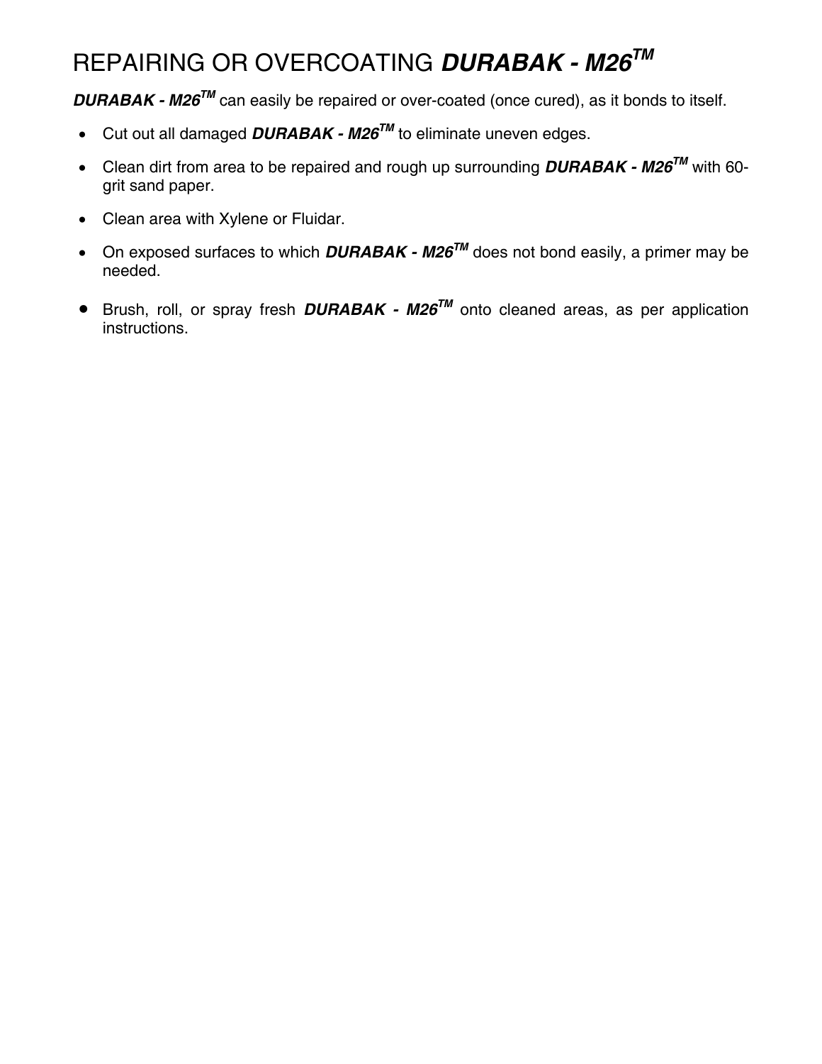# REPAIRING OR OVERCOATING ***DURABAK - M26***$^{TM}$

***DURABAK - M26***$^{TM}$ can easily be repaired or over-coated (once cured), as it bonds to itself.

- Cut out all damaged ***DURABAK - M26***$^{TM}$ to eliminate uneven edges.
- Clean dirt from area to be repaired and rough up surrounding ***DURABAK - M26***$^{TM}$ with 60-grit sand paper.
- Clean area with Xylene or Fluidar.
- On exposed surfaces to which ***DURABAK - M26***$^{TM}$ does not bond easily, a primer may be needed.
- Brush, roll, or spray fresh ***DURABAK - M26***$^{TM}$ onto cleaned areas, as per application instructions.